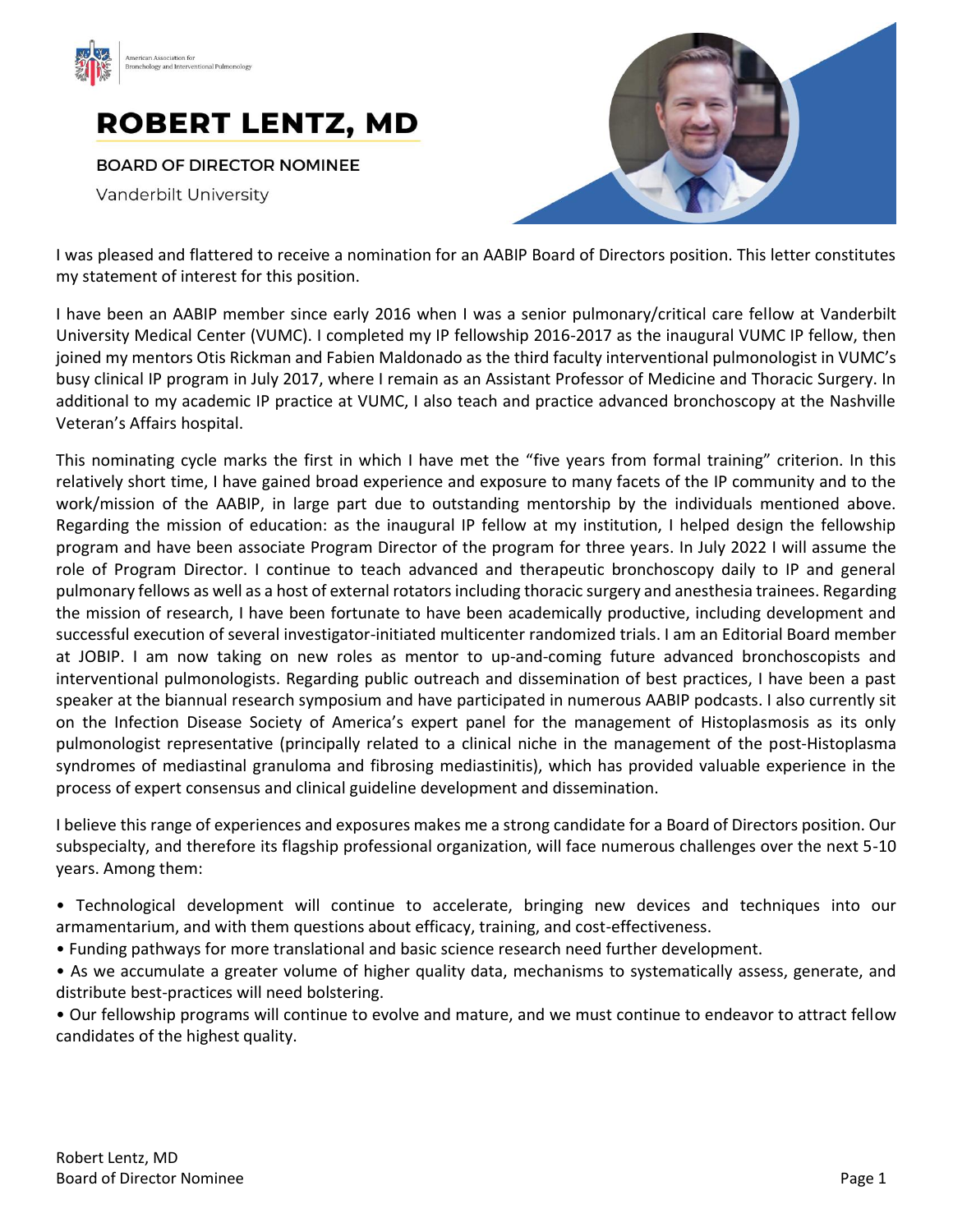American Association for Bronchology and Interventional Pulmonology

# ROBERT LENTZ, MD

**BOARD OF DIRECTOR NOMINEE**

Vanderbilt University

I was pleased and flattered to receive a nomination for an AABIP Board of Directors position. This letter constitutes my statement of interest for this position.

I have been an AABIP member since early 2016 when I was a senior pulmonary/critical care fellow at Vanderbilt University Medical Center (VUMC). I completed my IP fellowship 2016-2017 as the inaugural VUMC IP fellow, then joined my mentors Otis Rickman and Fabien Maldonado as the third faculty interventional pulmonologist in VUMC's busy clinical IP program in July 2017, where I remain as an Assistant Professor of Medicine and Thoracic Surgery. In additional to my academic IP practice at VUMC, I also teach and practice advanced bronchoscopy at the Nashville Veteran's Affairs hospital.

This nominating cycle marks the first in which I have met the "five years from formal training" criterion. In this relatively short time, I have gained broad experience and exposure to many facets of the IP community and to the work/mission of the AABIP, in large part due to outstanding mentorship by the individuals mentioned above. Regarding the mission of education: as the inaugural IP fellow at my institution, I helped design the fellowship program and have been associate Program Director of the program for three years. In July 2022 I will assume the role of Program Director. I continue to teach advanced and therapeutic bronchoscopy daily to IP and general pulmonary fellows as well as a host of external rotators including thoracic surgery and anesthesia trainees. Regarding the mission of research, I have been fortunate to have been academically productive, including development and successful execution of several investigator-initiated multicenter randomized trials. I am an Editorial Board member at JOBIP. I am now taking on new roles as mentor to up-and-coming future advanced bronchoscopists and interventional pulmonologists. Regarding public outreach and dissemination of best practices, I have been a past speaker at the biannual research symposium and have participated in numerous AABIP podcasts. I also currently sit on the Infection Disease Society of America's expert panel for the management of Histoplasmosis as its only pulmonologist representative (principally related to a clinical niche in the management of the post-Histoplasma syndromes of mediastinal granuloma and fibrosing mediastinitis), which has provided valuable experience in the process of expert consensus and clinical guideline development and dissemination.

I believe this range of experiences and exposures makes me a strong candidate for a Board of Directors position. Our subspecialty, and therefore its flagship professional organization, will face numerous challenges over the next 5-10 years. Among them:

- Technological development will continue to accelerate, bringing new devices and techniques into our armamentarium, and with them questions about efficacy, training, and cost-effectiveness.
- Funding pathways for more translational and basic science research need further development.
- As we accumulate a greater volume of higher quality data, mechanisms to systematically assess, generate, and distribute best-practices will need bolstering.
- Our fellowship programs will continue to evolve and mature, and we must continue to endeavor to attract fellow candidates of the highest quality.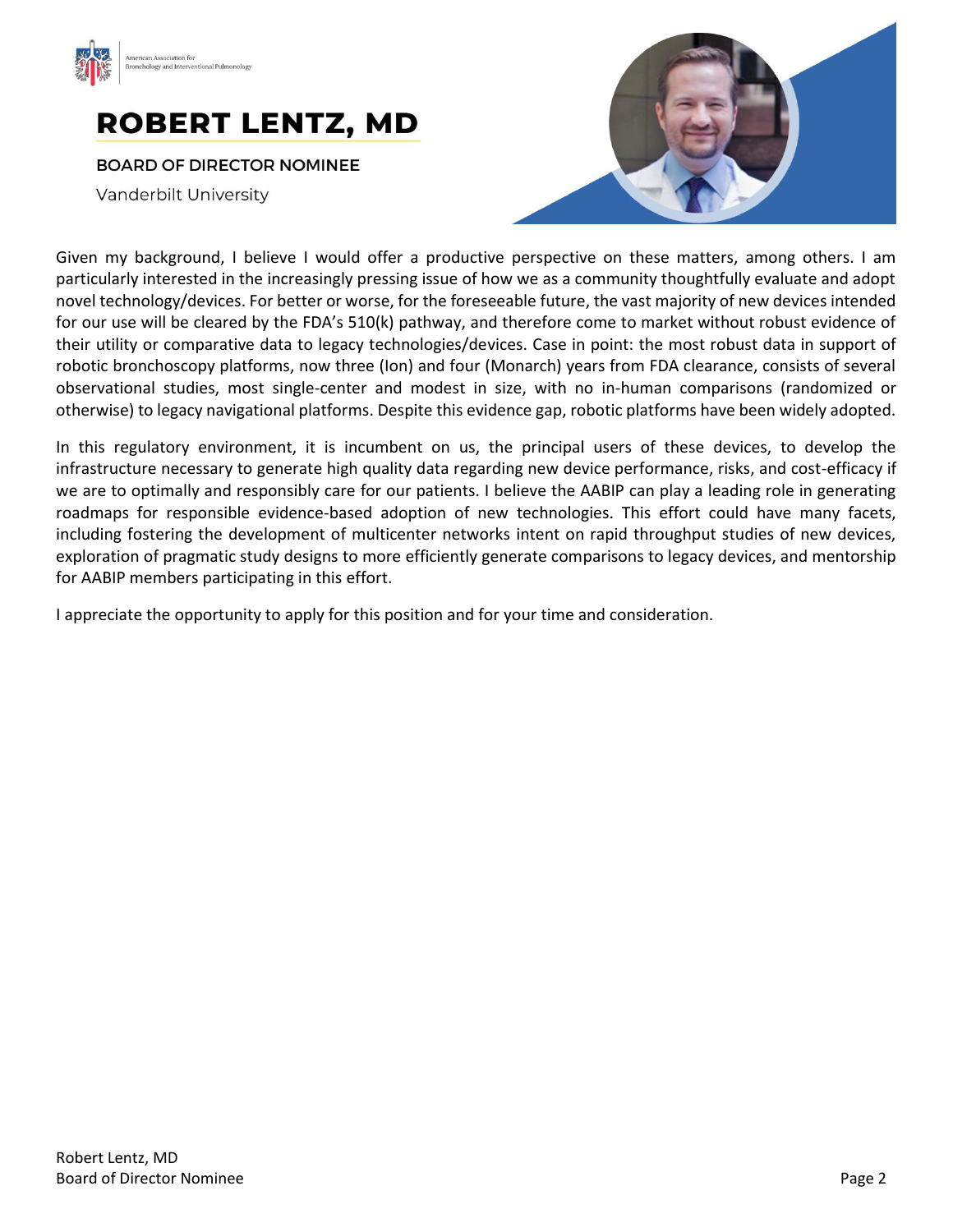American Association for Bronchology and Interventional Pulmonology

# ROBERT LENTZ, MD

**BOARD OF DIRECTOR NOMINEE**

Vanderbilt University

Given my background, I believe I would offer a productive perspective on these matters, among others. I am particularly interested in the increasingly pressing issue of how we as a community thoughtfully evaluate and adopt novel technology/devices. For better or worse, for the foreseeable future, the vast majority of new devices intended for our use will be cleared by the FDA's 510(k) pathway, and therefore come to market without robust evidence of their utility or comparative data to legacy technologies/devices. Case in point: the most robust data in support of robotic bronchoscopy platforms, now three (Ion) and four (Monarch) years from FDA clearance, consists of several observational studies, most single-center and modest in size, with no in-human comparisons (randomized or otherwise) to legacy navigational platforms. Despite this evidence gap, robotic platforms have been widely adopted.

In this regulatory environment, it is incumbent on us, the principal users of these devices, to develop the infrastructure necessary to generate high quality data regarding new device performance, risks, and cost-efficacy if we are to optimally and responsibly care for our patients. I believe the AABIP can play a leading role in generating roadmaps for responsible evidence-based adoption of new technologies. This effort could have many facets, including fostering the development of multicenter networks intent on rapid throughput studies of new devices, exploration of pragmatic study designs to more efficiently generate comparisons to legacy devices, and mentorship for AABIP members participating in this effort.

I appreciate the opportunity to apply for this position and for your time and consideration.